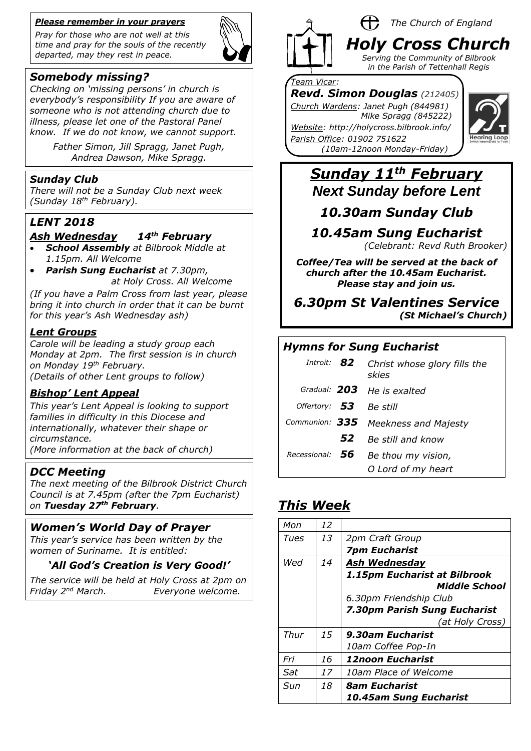# Holy Cross Church

*The Church of England*

*Serving the Community of Bilbrook in the Parish of Tettenhall Regis*

*Team Vicar:*
***Revd. Simon Douglas*** *(212405)*
*Church Wardens: Janet Pugh (844981)*
*Mike Spragg (845222)*
*Website: http://holycross.bilbrook.info/*
*Parish Office: 01902 751622*
*(10am-12noon Monday-Friday)*

Hearing Loop

## *Sunday 11th February*

***Next Sunday before Lent***

***10.30am Sunday Club***

***10.45am Sung Eucharist***
*(Celebrant: Revd Ruth Brooker)*

***Coffee/Tea will be served at the back of church after the 10.45am Eucharist. Please stay and join us.***

***6.30pm St Valentines Service***
***(St Michael's Church)***

### *Hymns for Sung Eucharist*

| | | |
|---|---|---|
| *Introit:* | ***82*** | *Christ whose glory fills the skies* |
| *Gradual:* | ***203*** | *He is exalted* |
| *Offertory:* | ***53*** | *Be still* |
| *Communion:* | ***335*** | *Meekness and Majesty* |
| | ***52*** | *Be still and know* |
| *Recessional:* | ***56*** | *Be thou my vision, O Lord of my heart* |

## *This Week*

| | | |
|---|---|---|
| *Mon* | *12* | |
| *Tues* | *13* | *2pm Craft Group*<br>***7pm Eucharist*** |
| *Wed* | *14* | ***Ash Wednesday***<br>***1.15pm Eucharist at Bilbrook Middle School***<br>*6.30pm Friendship Club*<br>***7.30pm Parish Sung Eucharist*** *(at Holy Cross)* |
| *Thur* | *15* | ***9.30am Eucharist***<br>*10am Coffee Pop-In* |
| *Fri* | *16* | ***12noon Eucharist*** |
| *Sat* | *17* | *10am Place of Welcome* |
| *Sun* | *18* | ***8am Eucharist***<br>***10.45am Sung Eucharist*** |

***Please remember in your prayers***

*Pray for those who are not well at this time and pray for the souls of the recently departed, may they rest in peace.*

### *Somebody missing?*

*Checking on 'missing persons' in church is everybody's responsibility If you are aware of someone who is not attending church due to illness, please let one of the Pastoral Panel know. If we do not know, we cannot support.*

*Father Simon, Jill Spragg, Janet Pugh, Andrea Dawson, Mike Spragg.*

### *Sunday Club*

*There will not be a Sunday Club next week (Sunday 18th February).*

### *LENT 2018*

***Ash Wednesday 14th February***

- ***School Assembly*** *at Bilbrook Middle at 1.15pm. All Welcome*
- ***Parish Sung Eucharist*** *at 7.30pm, at Holy Cross. All Welcome*

*(If you have a Palm Cross from last year, please bring it into church in order that it can be burnt for this year's Ash Wednesday ash)*

***Lent Groups***

*Carole will be leading a study group each Monday at 2pm. The first session is in church on Monday 19th February.*
*(Details of other Lent groups to follow)*

***Bishop' Lent Appeal***

*This year's Lent Appeal is looking to support families in difficulty in this Diocese and internationally, whatever their shape or circumstance.*
*(More information at the back of church)*

### *DCC Meeting*

*The next meeting of the Bilbrook District Church Council is at 7.45pm (after the 7pm Eucharist) on* ***Tuesday 27th February****.*

### *Women's World Day of Prayer*

*This year's service has been written by the women of Suriname. It is entitled:*

***'All God's Creation is Very Good!'***

*The service will be held at Holy Cross at 2pm on Friday 2nd March. Everyone welcome.*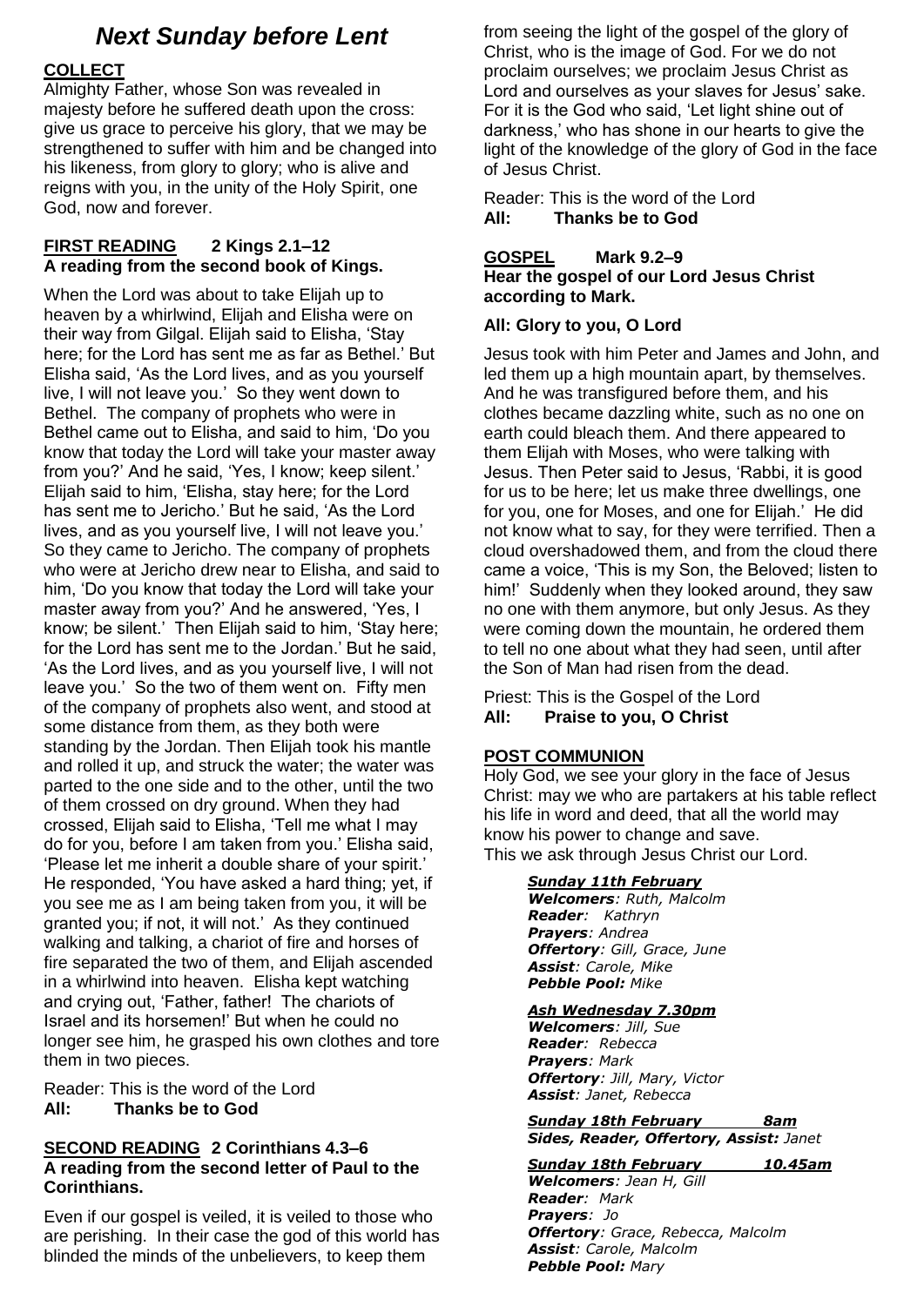# *Next Sunday before Lent*

## COLLECT

Almighty Father, whose Son was revealed in majesty before he suffered death upon the cross: give us grace to perceive his glory, that we may be strengthened to suffer with him and be changed into his likeness, from glory to glory; who is alive and reigns with you, in the unity of the Holy Spirit, one God, now and forever.

## FIRST READING 2 Kings 2.1–12

**A reading from the second book of Kings.**

When the Lord was about to take Elijah up to heaven by a whirlwind, Elijah and Elisha were on their way from Gilgal. Elijah said to Elisha, 'Stay here; for the Lord has sent me as far as Bethel.' But Elisha said, 'As the Lord lives, and as you yourself live, I will not leave you.' So they went down to Bethel. The company of prophets who were in Bethel came out to Elisha, and said to him, 'Do you know that today the Lord will take your master away from you?' And he said, 'Yes, I know; keep silent.' Elijah said to him, 'Elisha, stay here; for the Lord has sent me to Jericho.' But he said, 'As the Lord lives, and as you yourself live, I will not leave you.' So they came to Jericho. The company of prophets who were at Jericho drew near to Elisha, and said to him, 'Do you know that today the Lord will take your master away from you?' And he answered, 'Yes, I know; be silent.' Then Elijah said to him, 'Stay here; for the Lord has sent me to the Jordan.' But he said, 'As the Lord lives, and as you yourself live, I will not leave you.' So the two of them went on. Fifty men of the company of prophets also went, and stood at some distance from them, as they both were standing by the Jordan. Then Elijah took his mantle and rolled it up, and struck the water; the water was parted to the one side and to the other, until the two of them crossed on dry ground. When they had crossed, Elijah said to Elisha, 'Tell me what I may do for you, before I am taken from you.' Elisha said, 'Please let me inherit a double share of your spirit.' He responded, 'You have asked a hard thing; yet, if you see me as I am being taken from you, it will be granted you; if not, it will not.' As they continued walking and talking, a chariot of fire and horses of fire separated the two of them, and Elijah ascended in a whirlwind into heaven. Elisha kept watching and crying out, 'Father, father! The chariots of Israel and its horsemen!' But when he could no longer see him, he grasped his own clothes and tore them in two pieces.

Reader: This is the word of the Lord
**All: Thanks be to God**

## SECOND READING 2 Corinthians 4.3–6

**A reading from the second letter of Paul to the Corinthians.**

Even if our gospel is veiled, it is veiled to those who are perishing. In their case the god of this world has blinded the minds of the unbelievers, to keep them from seeing the light of the gospel of the glory of Christ, who is the image of God. For we do not proclaim ourselves; we proclaim Jesus Christ as Lord and ourselves as your slaves for Jesus' sake. For it is the God who said, 'Let light shine out of darkness,' who has shone in our hearts to give the light of the knowledge of the glory of God in the face of Jesus Christ.

Reader: This is the word of the Lord
**All: Thanks be to God**

## GOSPEL Mark 9.2–9

**Hear the gospel of our Lord Jesus Christ according to Mark.**

**All: Glory to you, O Lord**

Jesus took with him Peter and James and John, and led them up a high mountain apart, by themselves. And he was transfigured before them, and his clothes became dazzling white, such as no one on earth could bleach them. And there appeared to them Elijah with Moses, who were talking with Jesus. Then Peter said to Jesus, 'Rabbi, it is good for us to be here; let us make three dwellings, one for you, one for Moses, and one for Elijah.' He did not know what to say, for they were terrified. Then a cloud overshadowed them, and from the cloud there came a voice, 'This is my Son, the Beloved; listen to him!' Suddenly when they looked around, they saw no one with them anymore, but only Jesus. As they were coming down the mountain, he ordered them to tell no one about what they had seen, until after the Son of Man had risen from the dead.

Priest: This is the Gospel of the Lord
**All: Praise to you, O Christ**

## POST COMMUNION

Holy God, we see your glory in the face of Jesus Christ: may we who are partakers at his table reflect his life in word and deed, that all the world may know his power to change and save.
This we ask through Jesus Christ our Lord.

***Sunday 11th February***
***Welcomers****: Ruth, Malcolm*
***Reader****: Kathryn*
***Prayers****: Andrea*
***Offertory****: Gill, Grace, June*
***Assist****: Carole, Mike*
***Pebble Pool:*** *Mike*

***Ash Wednesday 7.30pm***
***Welcomers****: Jill, Sue*
***Reader****: Rebecca*
***Prayers****: Mark*
***Offertory****: Jill, Mary, Victor*
***Assist****: Janet, Rebecca*

***Sunday 18th February 8am***
***Sides, Reader, Offertory, Assist:*** *Janet*

***Sunday 18th February 10.45am***
***Welcomers****: Jean H, Gill*
***Reader****: Mark*
***Prayers****: Jo*
***Offertory****: Grace, Rebecca, Malcolm*
***Assist****: Carole, Malcolm*
***Pebble Pool:*** *Mary*